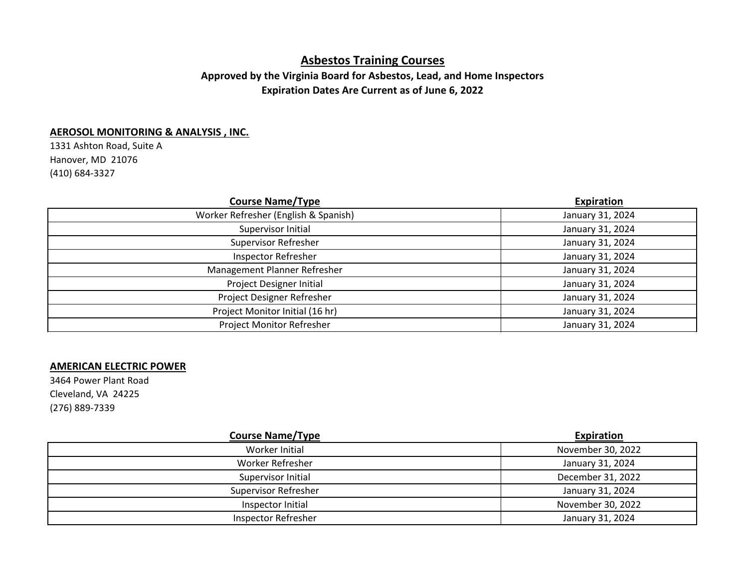# Asbestos Training Courses

**Approved by the Virginia Board for Asbestos, Lead, and Home Inspectors**

**Expiration Dates Are Current as of June 6, 2022**

## AEROSOL MONITORING & ANALYSIS , INC.

1331 Ashton Road, Suite A
Hanover, MD 21076
(410) 684-3327

| Course Name/Type | Expiration |
|---|---|
| Worker Refresher (English & Spanish) | January 31, 2024 |
| Supervisor Initial | January 31, 2024 |
| Supervisor Refresher | January 31, 2024 |
| Inspector Refresher | January 31, 2024 |
| Management Planner Refresher | January 31, 2024 |
| Project Designer Initial | January 31, 2024 |
| Project Designer Refresher | January 31, 2024 |
| Project Monitor Initial (16 hr) | January 31, 2024 |
| Project Monitor Refresher | January 31, 2024 |

## AMERICAN ELECTRIC POWER

3464 Power Plant Road
Cleveland, VA 24225
(276) 889-7339

| Course Name/Type | Expiration |
|---|---|
| Worker Initial | November 30, 2022 |
| Worker Refresher | January 31, 2024 |
| Supervisor Initial | December 31, 2022 |
| Supervisor Refresher | January 31, 2024 |
| Inspector Initial | November 30, 2022 |
| Inspector Refresher | January 31, 2024 |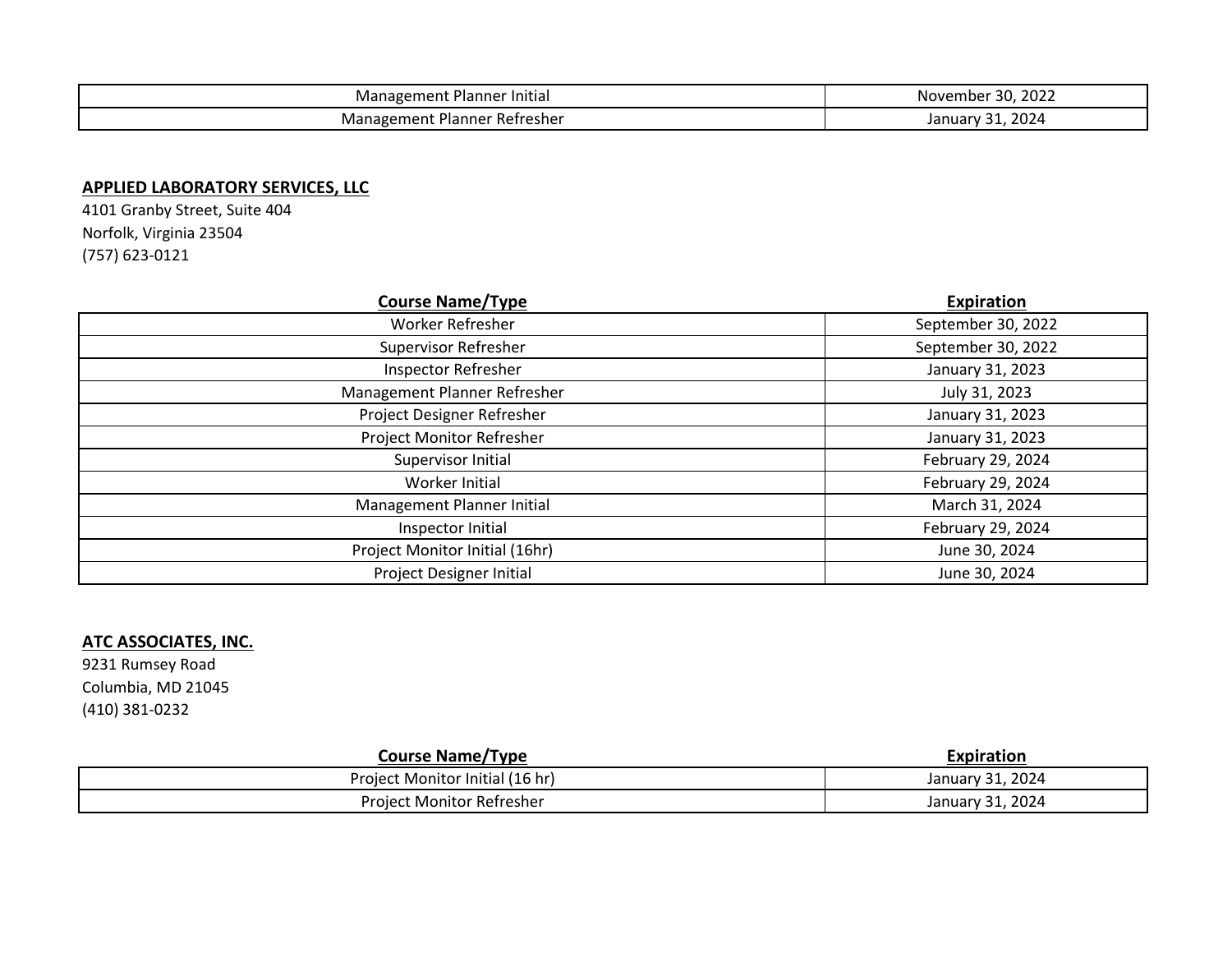| Management Planner Initial | November 30, 2022 |
|---|---|
| Management Planner Refresher | January 31, 2024 |

**APPLIED LABORATORY SERVICES, LLC**
4101 Granby Street, Suite 404
Norfolk, Virginia 23504
(757) 623-0121

| Course Name/Type | Expiration |
|---|---|
| Worker Refresher | September 30, 2022 |
| Supervisor Refresher | September 30, 2022 |
| Inspector Refresher | January 31, 2023 |
| Management Planner Refresher | July 31, 2023 |
| Project Designer Refresher | January 31, 2023 |
| Project Monitor Refresher | January 31, 2023 |
| Supervisor Initial | February 29, 2024 |
| Worker Initial | February 29, 2024 |
| Management Planner Initial | March 31, 2024 |
| Inspector Initial | February 29, 2024 |
| Project Monitor Initial (16hr) | June 30, 2024 |
| Project Designer Initial | June 30, 2024 |

**ATC ASSOCIATES, INC.**
9231 Rumsey Road
Columbia, MD 21045
(410) 381-0232

| Course Name/Type | Expiration |
|---|---|
| Project Monitor Initial (16 hr) | January 31, 2024 |
| Project Monitor Refresher | January 31, 2024 |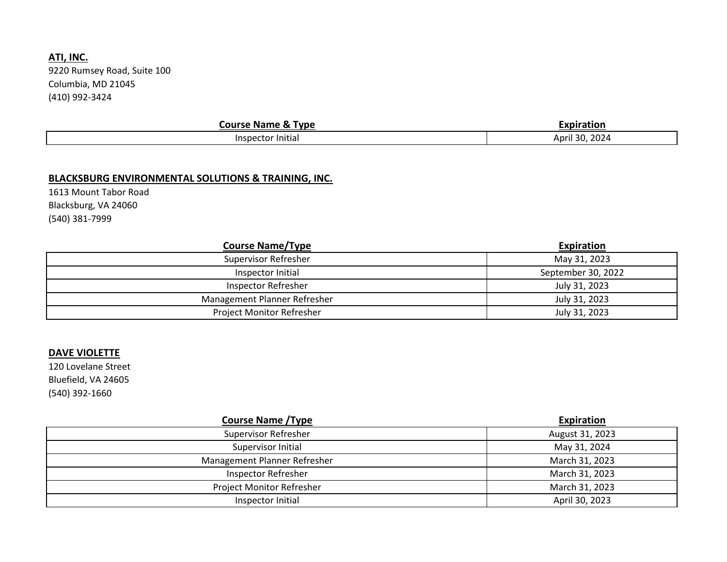**ATI, INC.**
9220 Rumsey Road, Suite 100
Columbia, MD 21045
(410) 992-3424

| Course Name & Type | Expiration |
|---|---|
| Inspector Initial | April 30, 2024 |

**BLACKSBURG ENVIRONMENTAL SOLUTIONS & TRAINING, INC.**
1613 Mount Tabor Road
Blacksburg, VA 24060
(540) 381-7999

| Course Name/Type | Expiration |
|---|---|
| Supervisor Refresher | May 31, 2023 |
| Inspector Initial | September 30, 2022 |
| Inspector Refresher | July 31, 2023 |
| Management Planner Refresher | July 31, 2023 |
| Project Monitor Refresher | July 31, 2023 |

**DAVE VIOLETTE**
120 Lovelane Street
Bluefield, VA 24605
(540) 392-1660

| Course Name /Type | Expiration |
|---|---|
| Supervisor Refresher | August 31, 2023 |
| Supervisor Initial | May 31, 2024 |
| Management Planner Refresher | March 31, 2023 |
| Inspector Refresher | March 31, 2023 |
| Project Monitor Refresher | March 31, 2023 |
| Inspector Initial | April 30, 2023 |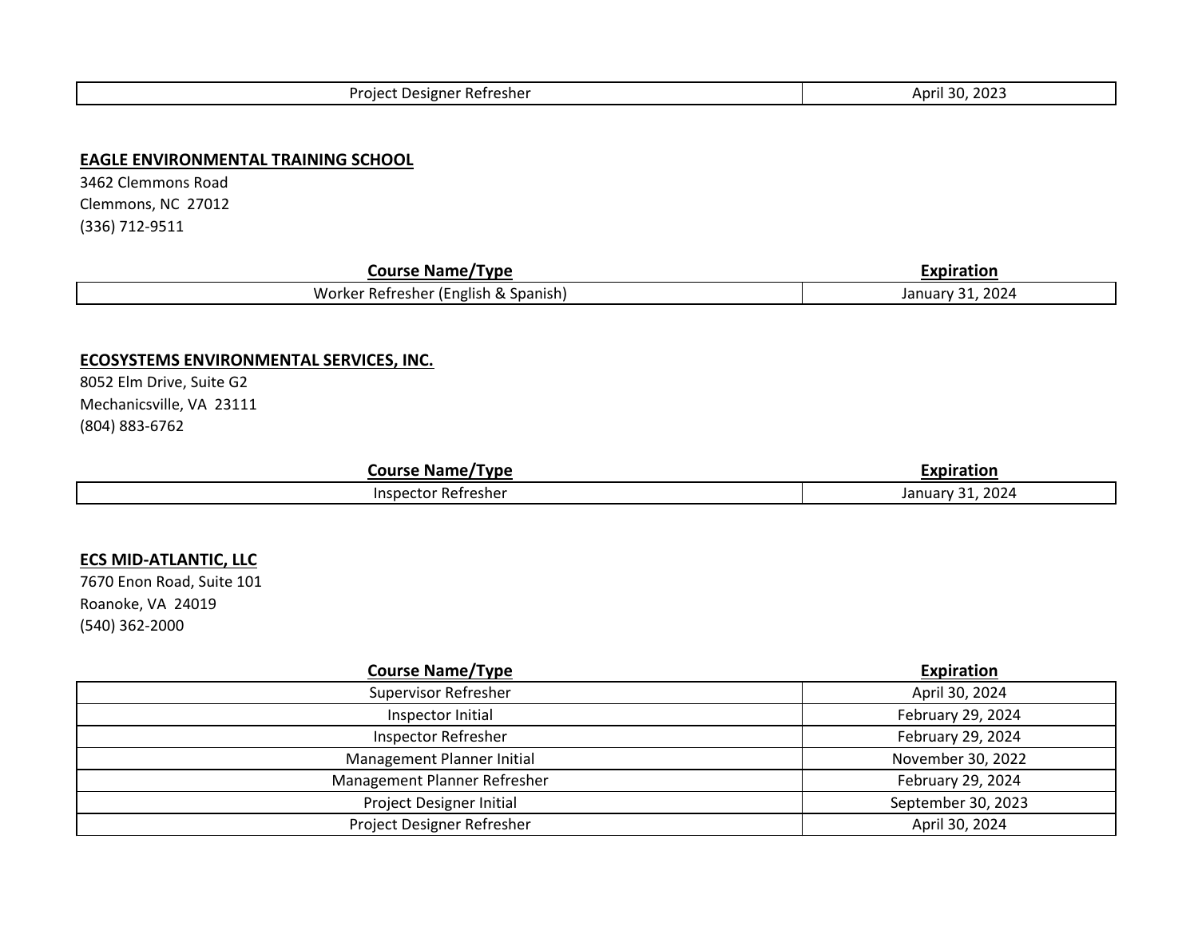| Course Name/Type | Expiration |
| --- | --- |
| Project Designer Refresher | April 30, 2023 |

**EAGLE ENVIRONMENTAL TRAINING SCHOOL**
3462 Clemmons Road
Clemmons, NC 27012
(336) 712-9511

| Course Name/Type | Expiration |
| --- | --- |
| Worker Refresher (English & Spanish) | January 31, 2024 |

**ECOSYSTEMS ENVIRONMENTAL SERVICES, INC.**
8052 Elm Drive, Suite G2
Mechanicsville, VA 23111
(804) 883-6762

| Course Name/Type | Expiration |
| --- | --- |
| Inspector Refresher | January 31, 2024 |

**ECS MID-ATLANTIC, LLC**
7670 Enon Road, Suite 101
Roanoke, VA 24019
(540) 362-2000

| Course Name/Type | Expiration |
| --- | --- |
| Supervisor Refresher | April 30, 2024 |
| Inspector Initial | February 29, 2024 |
| Inspector Refresher | February 29, 2024 |
| Management Planner Initial | November 30, 2022 |
| Management Planner Refresher | February 29, 2024 |
| Project Designer Initial | September 30, 2023 |
| Project Designer Refresher | April 30, 2024 |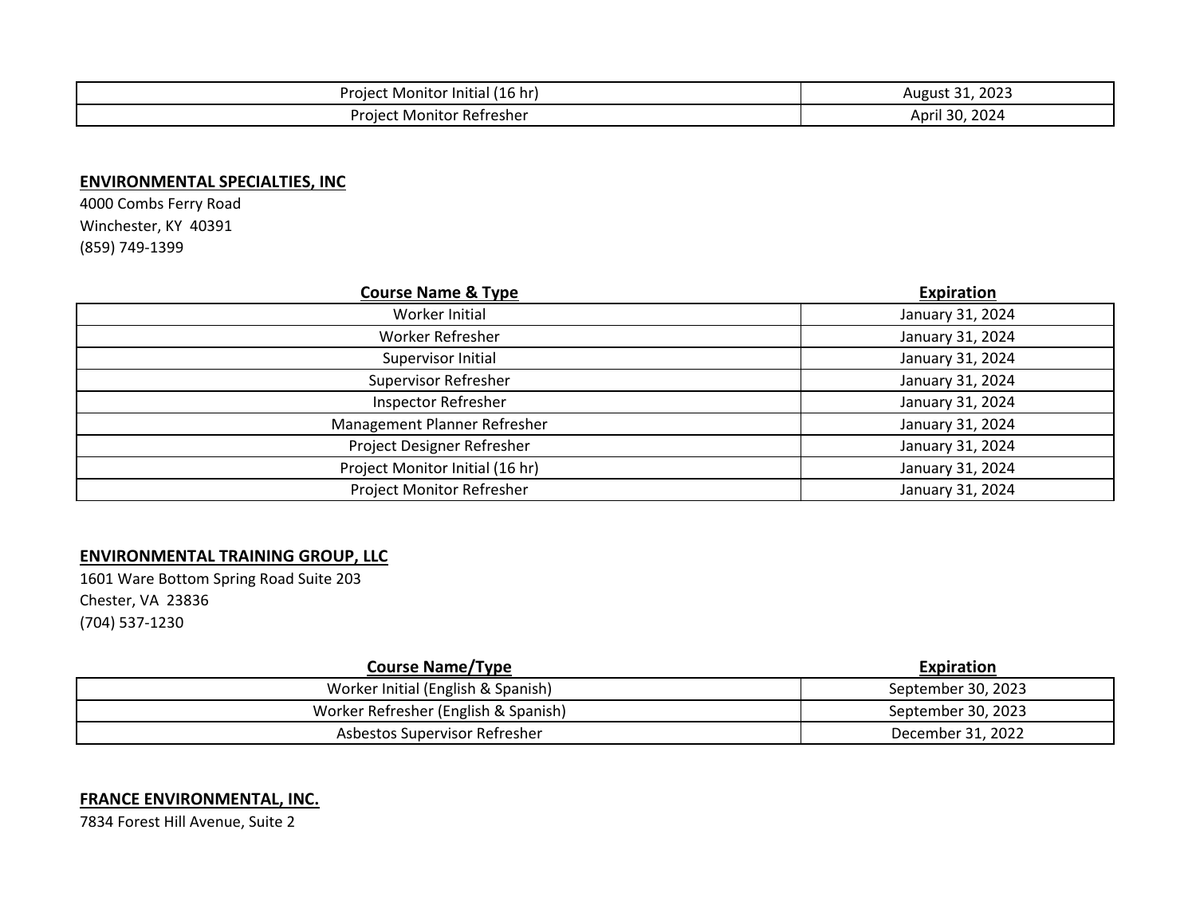| Project Monitor Initial (16 hr) | August 31, 2023 |
|---|---|
| Project Monitor Refresher | April 30, 2024 |

**ENVIRONMENTAL SPECIALTIES, INC**
4000 Combs Ferry Road
Winchester, KY 40391
(859) 749-1399

| Course Name & Type | Expiration |
|---|---|
| Worker Initial | January 31, 2024 |
| Worker Refresher | January 31, 2024 |
| Supervisor Initial | January 31, 2024 |
| Supervisor Refresher | January 31, 2024 |
| Inspector Refresher | January 31, 2024 |
| Management Planner Refresher | January 31, 2024 |
| Project Designer Refresher | January 31, 2024 |
| Project Monitor Initial (16 hr) | January 31, 2024 |
| Project Monitor Refresher | January 31, 2024 |

**ENVIRONMENTAL TRAINING GROUP, LLC**
1601 Ware Bottom Spring Road Suite 203
Chester, VA 23836
(704) 537-1230

| Course Name/Type | Expiration |
|---|---|
| Worker Initial (English & Spanish) | September 30, 2023 |
| Worker Refresher (English & Spanish) | September 30, 2023 |
| Asbestos Supervisor Refresher | December 31, 2022 |

**FRANCE ENVIRONMENTAL, INC.**
7834 Forest Hill Avenue, Suite 2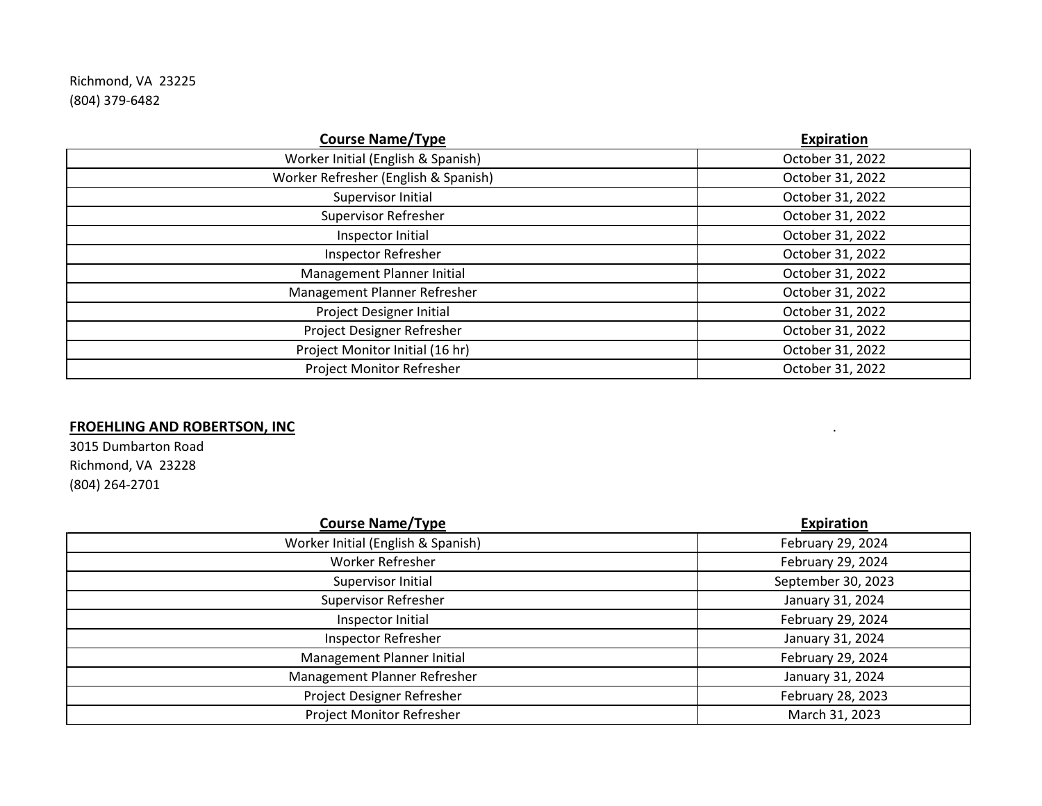Richmond, VA 23225
(804) 379-6482

| Course Name/Type | Expiration |
| --- | --- |
| Worker Initial (English & Spanish) | October 31, 2022 |
| Worker Refresher (English & Spanish) | October 31, 2022 |
| Supervisor Initial | October 31, 2022 |
| Supervisor Refresher | October 31, 2022 |
| Inspector Initial | October 31, 2022 |
| Inspector Refresher | October 31, 2022 |
| Management Planner Initial | October 31, 2022 |
| Management Planner Refresher | October 31, 2022 |
| Project Designer Initial | October 31, 2022 |
| Project Designer Refresher | October 31, 2022 |
| Project Monitor Initial (16 hr) | October 31, 2022 |
| Project Monitor Refresher | October 31, 2022 |

**FROEHLING AND ROBERTSON, INC**

3015 Dumbarton Road
Richmond, VA 23228
(804) 264-2701

| Course Name/Type | Expiration |
| --- | --- |
| Worker Initial (English & Spanish) | February 29, 2024 |
| Worker Refresher | February 29, 2024 |
| Supervisor Initial | September 30, 2023 |
| Supervisor Refresher | January 31, 2024 |
| Inspector Initial | February 29, 2024 |
| Inspector Refresher | January 31, 2024 |
| Management Planner Initial | February 29, 2024 |
| Management Planner Refresher | January 31, 2024 |
| Project Designer Refresher | February 28, 2023 |
| Project Monitor Refresher | March 31, 2023 |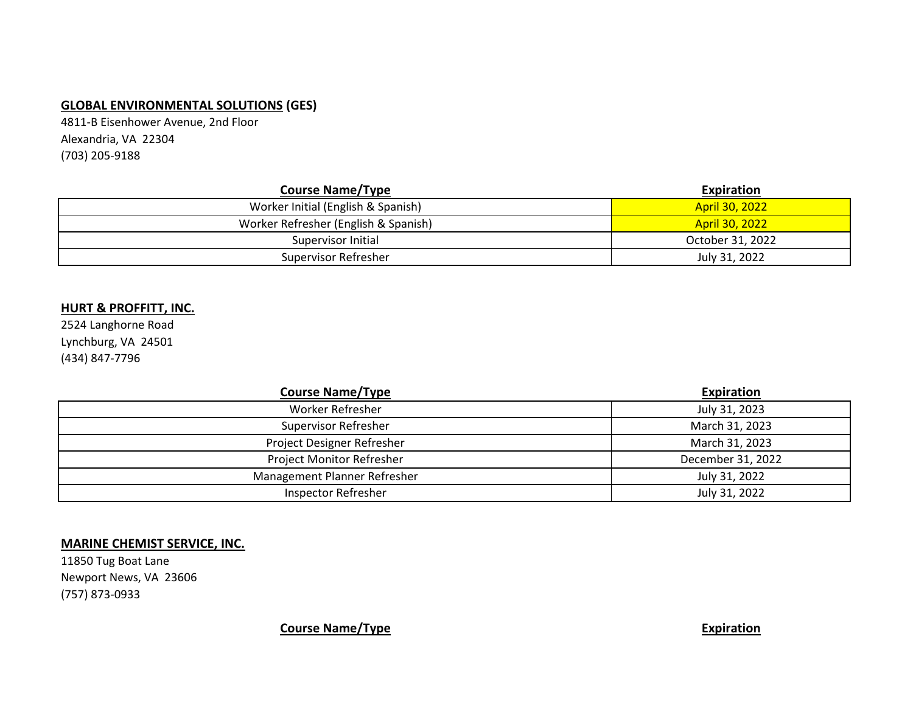**GLOBAL ENVIRONMENTAL SOLUTIONS (GES)**
4811-B Eisenhower Avenue, 2nd Floor
Alexandria, VA 22304
(703) 205-9188

| Course Name/Type | Expiration |
|---|---|
| Worker Initial (English & Spanish) | April 30, 2022 |
| Worker Refresher (English & Spanish) | April 30, 2022 |
| Supervisor Initial | October 31, 2022 |
| Supervisor Refresher | July 31, 2022 |

**HURT & PROFFITT, INC.**
2524 Langhorne Road
Lynchburg, VA 24501
(434) 847-7796

| Course Name/Type | Expiration |
|---|---|
| Worker Refresher | July 31, 2023 |
| Supervisor Refresher | March 31, 2023 |
| Project Designer Refresher | March 31, 2023 |
| Project Monitor Refresher | December 31, 2022 |
| Management Planner Refresher | July 31, 2022 |
| Inspector Refresher | July 31, 2022 |

**MARINE CHEMIST SERVICE, INC.**
11850 Tug Boat Lane
Newport News, VA 23606
(757) 873-0933

| Course Name/Type | Expiration |
|---|---|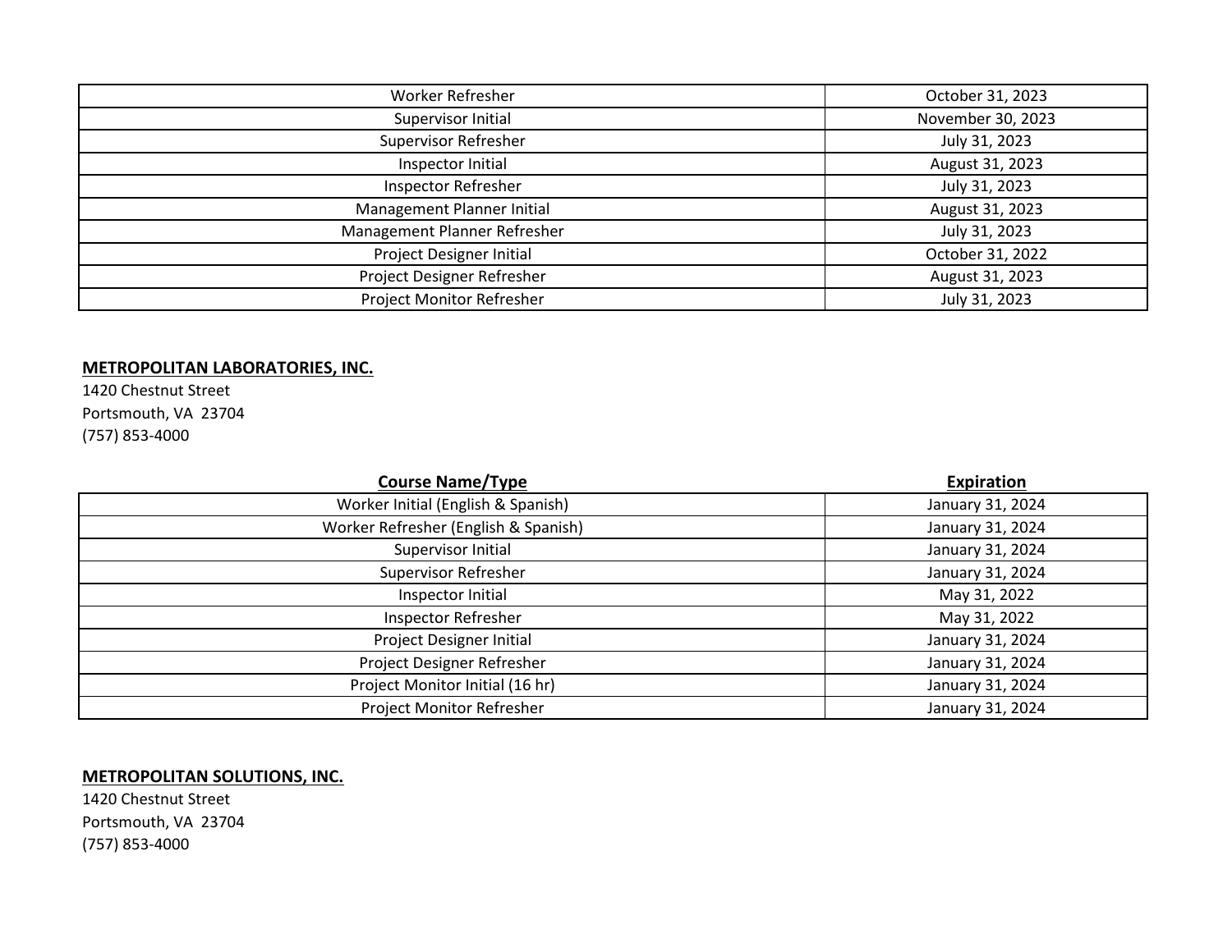| Course Name/Type | Expiration |
| --- | --- |
| Worker Refresher | October 31, 2023 |
| Supervisor Initial | November 30, 2023 |
| Supervisor Refresher | July 31, 2023 |
| Inspector Initial | August 31, 2023 |
| Inspector Refresher | July 31, 2023 |
| Management Planner Initial | August 31, 2023 |
| Management Planner Refresher | July 31, 2023 |
| Project Designer Initial | October 31, 2022 |
| Project Designer Refresher | August 31, 2023 |
| Project Monitor Refresher | July 31, 2023 |

**METROPOLITAN LABORATORIES, INC.**
1420 Chestnut Street
Portsmouth, VA 23704
(757) 853-4000

| Course Name/Type | Expiration |
| --- | --- |
| Worker Initial (English & Spanish) | January 31, 2024 |
| Worker Refresher (English & Spanish) | January 31, 2024 |
| Supervisor Initial | January 31, 2024 |
| Supervisor Refresher | January 31, 2024 |
| Inspector Initial | May 31, 2022 |
| Inspector Refresher | May 31, 2022 |
| Project Designer Initial | January 31, 2024 |
| Project Designer Refresher | January 31, 2024 |
| Project Monitor Initial (16 hr) | January 31, 2024 |
| Project Monitor Refresher | January 31, 2024 |

**METROPOLITAN SOLUTIONS, INC.**
1420 Chestnut Street
Portsmouth, VA 23704
(757) 853-4000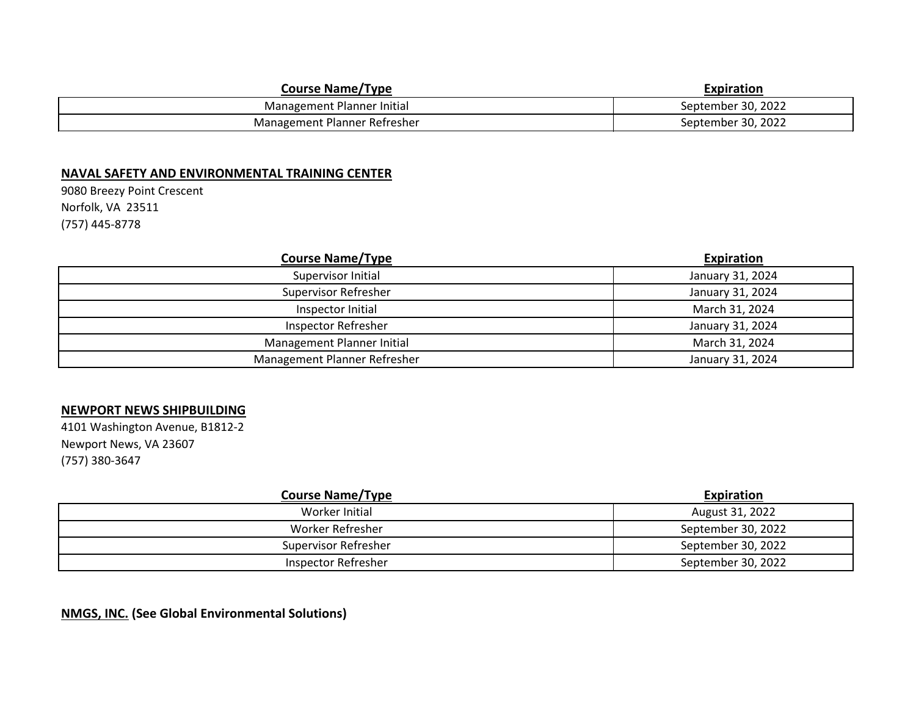| Course Name/Type | Expiration |
|---|---|
| Management Planner Initial | September 30, 2022 |
| Management Planner Refresher | September 30, 2022 |

**NAVAL SAFETY AND ENVIRONMENTAL TRAINING CENTER**
9080 Breezy Point Crescent
Norfolk, VA 23511
(757) 445-8778

| Course Name/Type | Expiration |
|---|---|
| Supervisor Initial | January 31, 2024 |
| Supervisor Refresher | January 31, 2024 |
| Inspector Initial | March 31, 2024 |
| Inspector Refresher | January 31, 2024 |
| Management Planner Initial | March 31, 2024 |
| Management Planner Refresher | January 31, 2024 |

**NEWPORT NEWS SHIPBUILDING**
4101 Washington Avenue, B1812-2
Newport News, VA 23607
(757) 380-3647

| Course Name/Type | Expiration |
|---|---|
| Worker Initial | August 31, 2022 |
| Worker Refresher | September 30, 2022 |
| Supervisor Refresher | September 30, 2022 |
| Inspector Refresher | September 30, 2022 |

**NMGS, INC. (See Global Environmental Solutions)**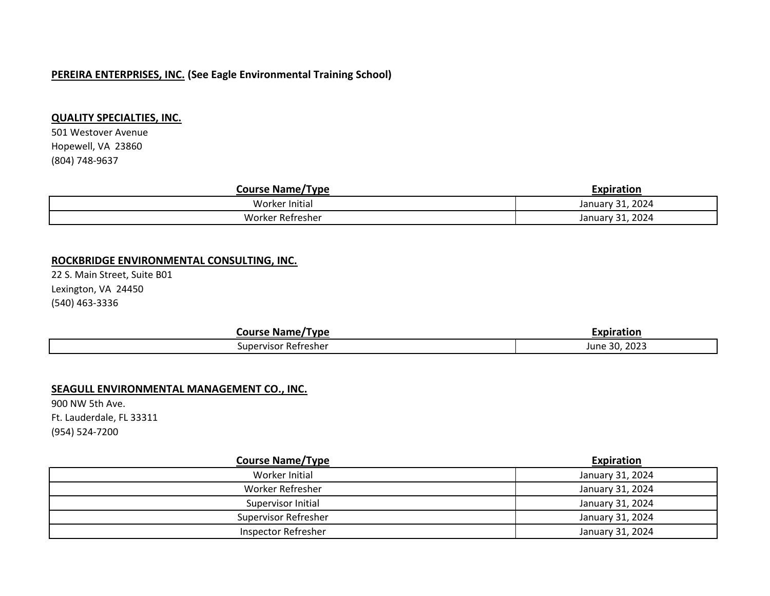**PEREIRA ENTERPRISES, INC.** **(See Eagle Environmental Training School)**

**QUALITY SPECIALTIES, INC.**
501 Westover Avenue
Hopewell, VA 23860
(804) 748-9637

| Course Name/Type | Expiration |
|---|---|
| Worker Initial | January 31, 2024 |
| Worker Refresher | January 31, 2024 |

**ROCKBRIDGE ENVIRONMENTAL CONSULTING, INC.**
22 S. Main Street, Suite B01
Lexington, VA 24450
(540) 463-3336

| Course Name/Type | Expiration |
|---|---|
| Supervisor Refresher | June 30, 2023 |

**SEAGULL ENVIRONMENTAL MANAGEMENT CO., INC.**
900 NW 5th Ave.
Ft. Lauderdale, FL 33311
(954) 524-7200

| Course Name/Type | Expiration |
|---|---|
| Worker Initial | January 31, 2024 |
| Worker Refresher | January 31, 2024 |
| Supervisor Initial | January 31, 2024 |
| Supervisor Refresher | January 31, 2024 |
| Inspector Refresher | January 31, 2024 |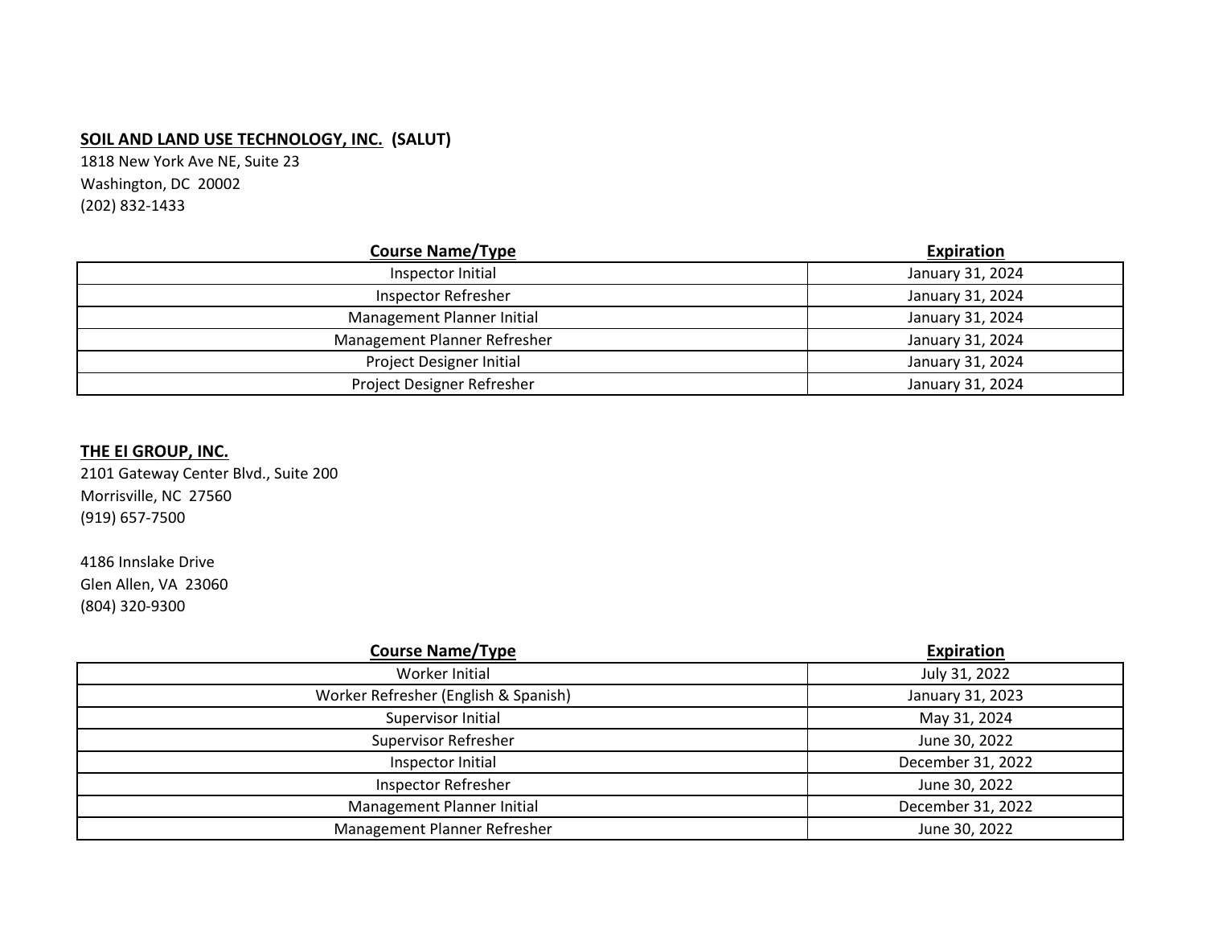**SOIL AND LAND USE TECHNOLOGY, INC. (SALUT)**
1818 New York Ave NE, Suite 23
Washington, DC 20002
(202) 832-1433

| Course Name/Type | Expiration |
|---|---|
| Inspector Initial | January 31, 2024 |
| Inspector Refresher | January 31, 2024 |
| Management Planner Initial | January 31, 2024 |
| Management Planner Refresher | January 31, 2024 |
| Project Designer Initial | January 31, 2024 |
| Project Designer Refresher | January 31, 2024 |

**THE EI GROUP, INC.**
2101 Gateway Center Blvd., Suite 200
Morrisville, NC 27560
(919) 657-7500

4186 Innslake Drive
Glen Allen, VA 23060
(804) 320-9300

| Course Name/Type | Expiration |
|---|---|
| Worker Initial | July 31, 2022 |
| Worker Refresher (English & Spanish) | January 31, 2023 |
| Supervisor Initial | May 31, 2024 |
| Supervisor Refresher | June 30, 2022 |
| Inspector Initial | December 31, 2022 |
| Inspector Refresher | June 30, 2022 |
| Management Planner Initial | December 31, 2022 |
| Management Planner Refresher | June 30, 2022 |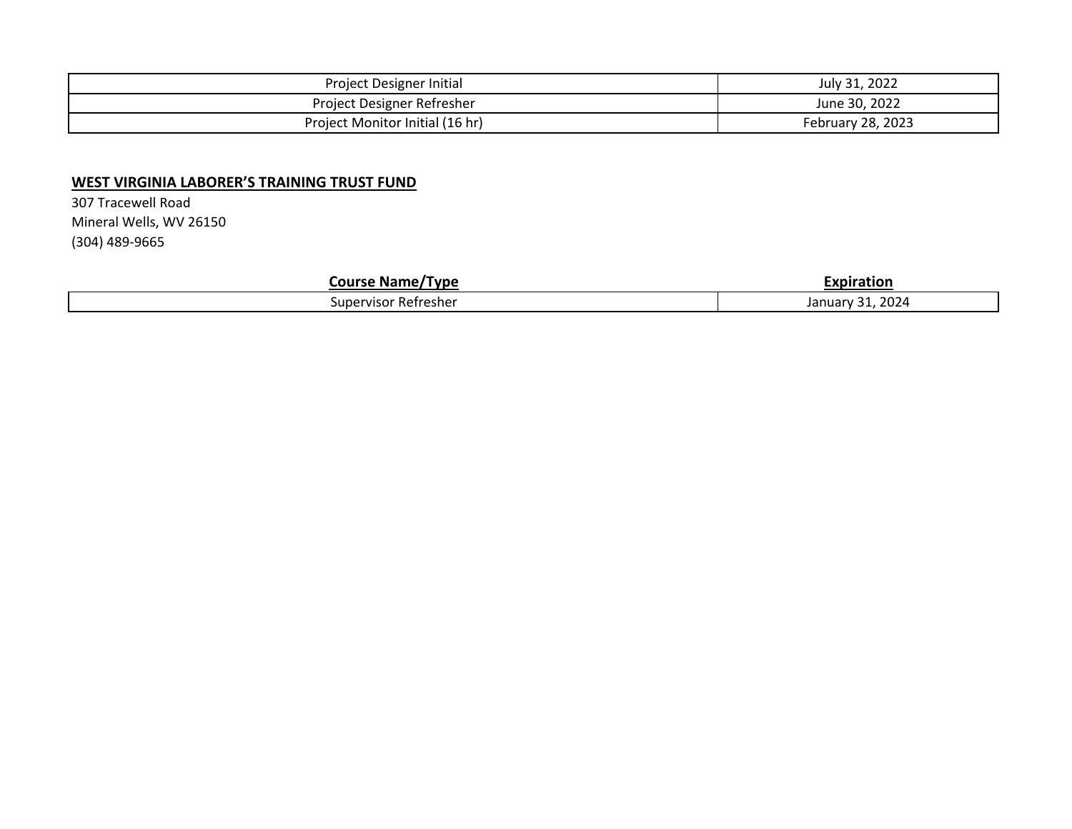| | |
|---|---|
| Project Designer Initial | July 31, 2022 |
| Project Designer Refresher | June 30, 2022 |
| Project Monitor Initial (16 hr) | February 28, 2023 |

**WEST VIRGINIA LABORER'S TRAINING TRUST FUND**

307 Tracewell Road
Mineral Wells, WV 26150
(304) 489-9665

| Course Name/Type | Expiration |
|---|---|
| Supervisor Refresher | January 31, 2024 |